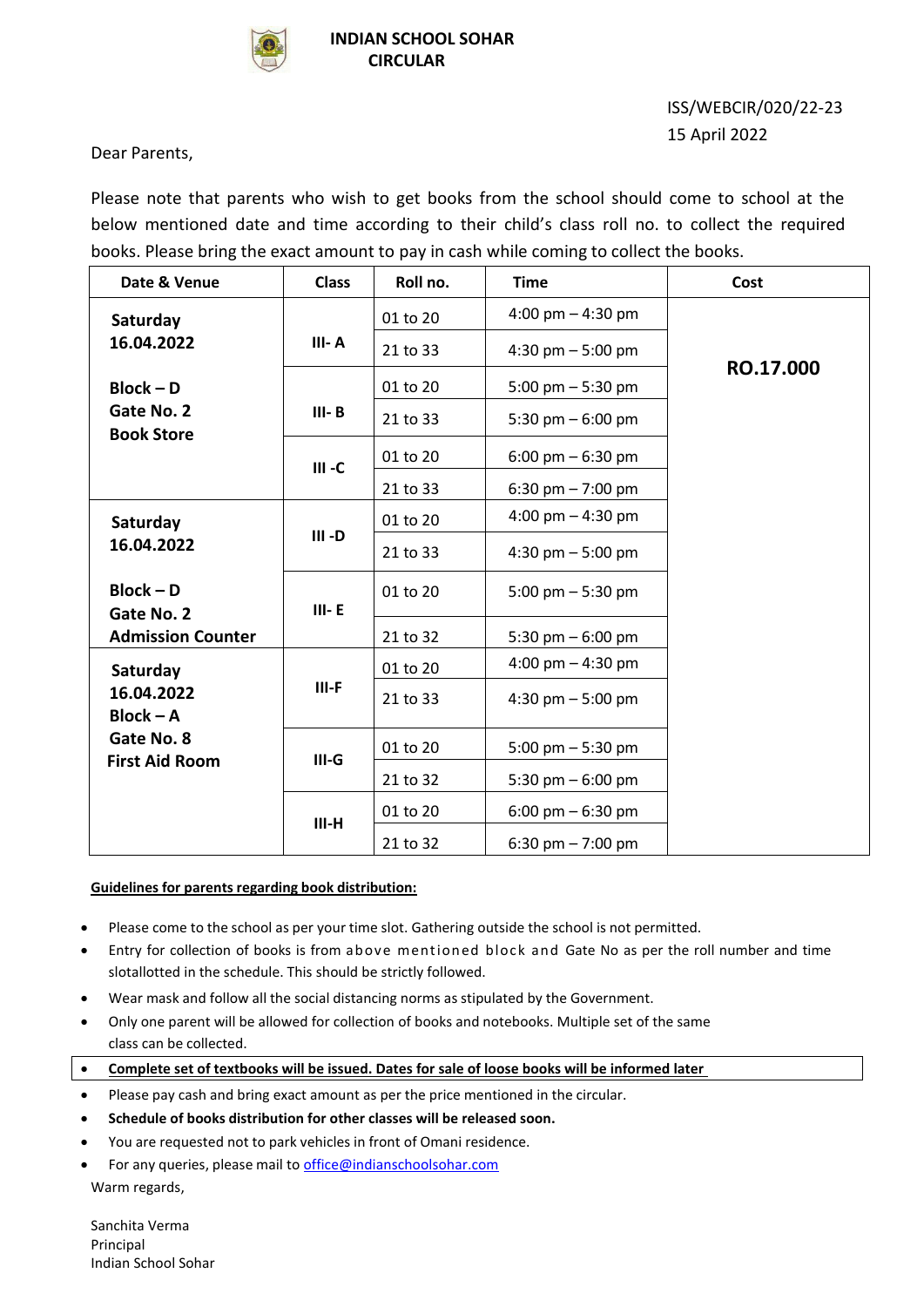# INDIAN SCHOOL SOHAR
## CIRCULAR

ISS/WEBCIR/020/22-23
15 April 2022

Dear Parents,

Please note that parents who wish to get books from the school should come to school at the below mentioned date and time according to their child's class roll no. to collect the required books. Please bring the exact amount to pay in cash while coming to collect the books.

| Date & Venue | Class | Roll no. | Time | Cost |
|---|---|---|---|---|
| **Saturday 16.04.2022** **Block – D Gate No. 2 Book Store** | **III- A** | 01 to 20 | 4:00 pm – 4:30 pm | **RO.17.000** |
| | | 21 to 33 | 4:30 pm – 5:00 pm | |
| | **III- B** | 01 to 20 | 5:00 pm – 5:30 pm | |
| | | 21 to 33 | 5:30 pm – 6:00 pm | |
| | **III -C** | 01 to 20 | 6:00 pm – 6:30 pm | |
| | | 21 to 33 | 6:30 pm – 7:00 pm | |
| **Saturday 16.04.2022** **Block – D Gate No. 2 Admission Counter** | **III -D** | 01 to 20 | 4:00 pm – 4:30 pm | |
| | | 21 to 33 | 4:30 pm – 5:00 pm | |
| | **III- E** | 01 to 20 | 5:00 pm – 5:30 pm | |
| | | 21 to 32 | 5:30 pm – 6:00 pm | |
| **Saturday 16.04.2022 Block – A Gate No. 8 First Aid Room** | **III-F** | 01 to 20 | 4:00 pm – 4:30 pm | |
| | | 21 to 33 | 4:30 pm – 5:00 pm | |
| | **III-G** | 01 to 20 | 5:00 pm – 5:30 pm | |
| | | 21 to 32 | 5:30 pm – 6:00 pm | |
| | **III-H** | 01 to 20 | 6:00 pm – 6:30 pm | |
| | | 21 to 32 | 6:30 pm – 7:00 pm | |

**Guidelines for parents regarding book distribution:**

- Please come to the school as per your time slot. Gathering outside the school is not permitted.
- Entry for collection of books is from above mentioned block and Gate No as per the roll number and time slotallotted in the schedule. This should be strictly followed.
- Wear mask and follow all the social distancing norms as stipulated by the Government.
- Only one parent will be allowed for collection of books and notebooks. Multiple set of the same class can be collected.
- **Complete set of textbooks will be issued. Dates for sale of loose books will be informed later**
- Please pay cash and bring exact amount as per the price mentioned in the circular.
- **Schedule of books distribution for other classes will be released soon.**
- You are requested not to park vehicles in front of Omani residence.
- For any queries, please mail to office@indianschoolsohar.com

Warm regards,

Sanchita Verma
Principal
Indian School Sohar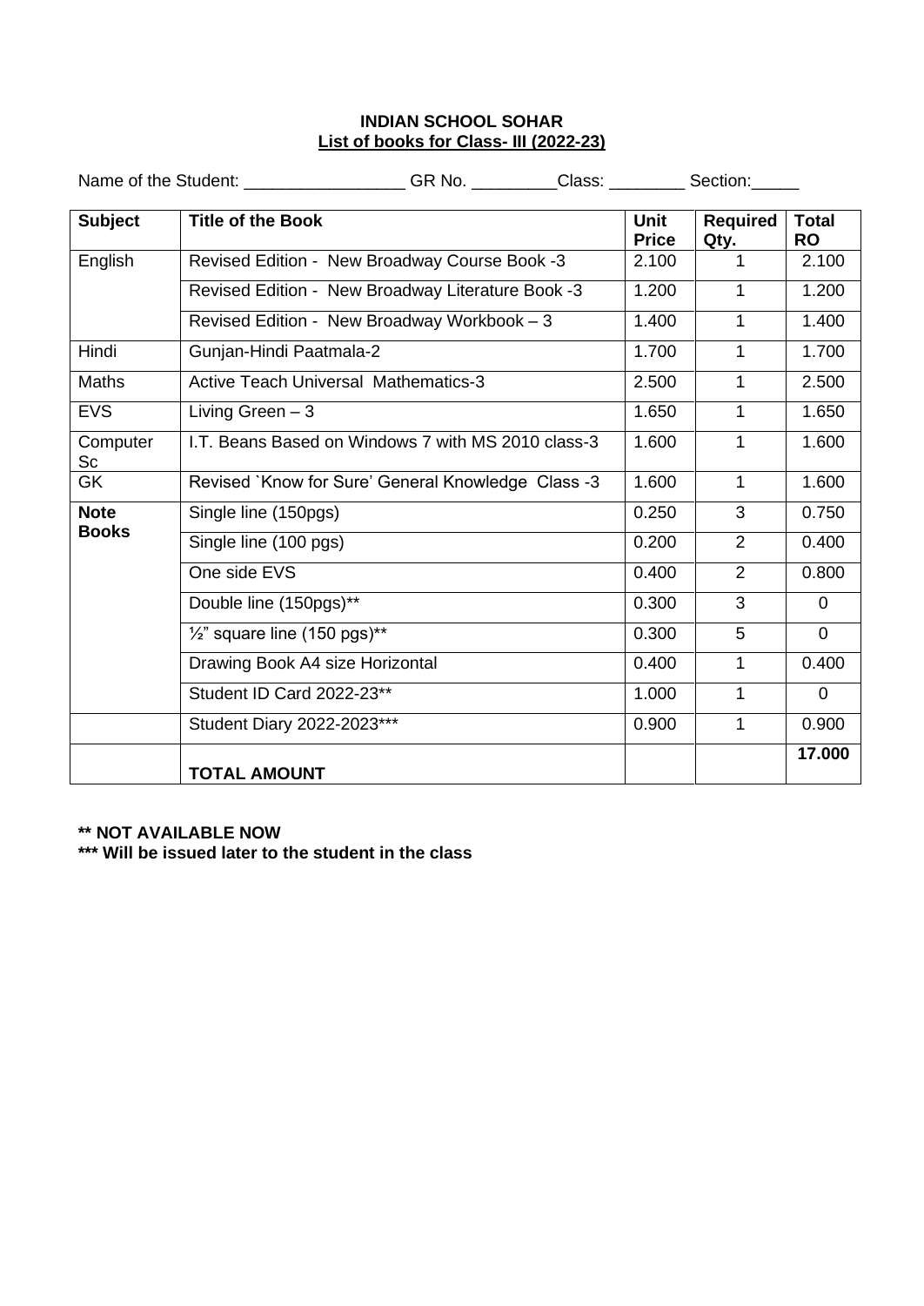**INDIAN SCHOOL SOHAR**
**List of books for Class- III (2022-23)**

Name of the Student: _________________ GR No. _________Class: ________ Section:_____

| Subject | Title of the Book | Unit Price | Required Qty. | Total RO |
|---|---|---|---|---|
| English | Revised Edition - New Broadway Course Book -3 | 2.100 | 1 | 2.100 |
| | Revised Edition - New Broadway Literature Book -3 | 1.200 | 1 | 1.200 |
| | Revised Edition - New Broadway Workbook – 3 | 1.400 | 1 | 1.400 |
| Hindi | Gunjan-Hindi Paatmala-2 | 1.700 | 1 | 1.700 |
| Maths | Active Teach Universal Mathematics-3 | 2.500 | 1 | 2.500 |
| EVS | Living Green – 3 | 1.650 | 1 | 1.650 |
| Computer Sc | I.T. Beans Based on Windows 7 with MS 2010 class-3 | 1.600 | 1 | 1.600 |
| GK | Revised `Know for Sure' General Knowledge Class -3 | 1.600 | 1 | 1.600 |
| **Note Books** | Single line (150pgs) | 0.250 | 3 | 0.750 |
| | Single line (100 pgs) | 0.200 | 2 | 0.400 |
| | One side EVS | 0.400 | 2 | 0.800 |
| | Double line (150pgs)** | 0.300 | 3 | 0 |
| | ½" square line (150 pgs)** | 0.300 | 5 | 0 |
| | Drawing Book A4 size Horizontal | 0.400 | 1 | 0.400 |
| | Student ID Card 2022-23** | 1.000 | 1 | 0 |
| | Student Diary 2022-2023*** | 0.900 | 1 | 0.900 |
| | **TOTAL AMOUNT** | | | **17.000** |

**** NOT AVAILABLE NOW**
***** Will be issued later to the student in the class**